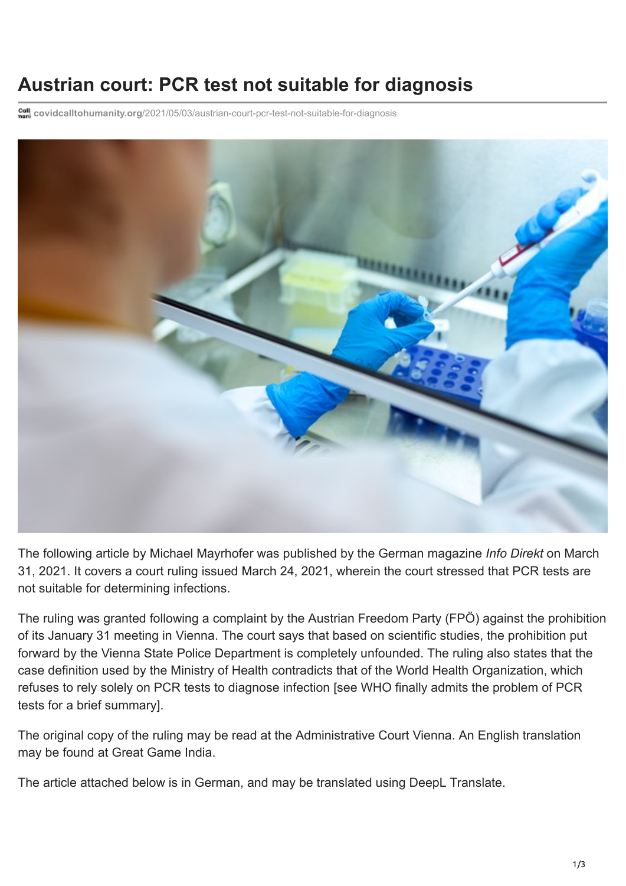# Austrian court: PCR test not suitable for diagnosis

covidcalltohumanity.org/2021/05/03/austrian-court-pcr-test-not-suitable-for-diagnosis

The following article by Michael Mayrhofer was published by the German magazine *Info Direkt* on March 31, 2021. It covers a court ruling issued March 24, 2021, wherein the court stressed that PCR tests are not suitable for determining infections.

The ruling was granted following a complaint by the Austrian Freedom Party (FPÖ) against the prohibition of its January 31 meeting in Vienna. The court says that based on scientific studies, the prohibition put forward by the Vienna State Police Department is completely unfounded. The ruling also states that the case definition used by the Ministry of Health contradicts that of the World Health Organization, which refuses to rely solely on PCR tests to diagnose infection [see WHO finally admits the problem of PCR tests for a brief summary].

The original copy of the ruling may be read at the Administrative Court Vienna. An English translation may be found at Great Game India.

The article attached below is in German, and may be translated using DeepL Translate.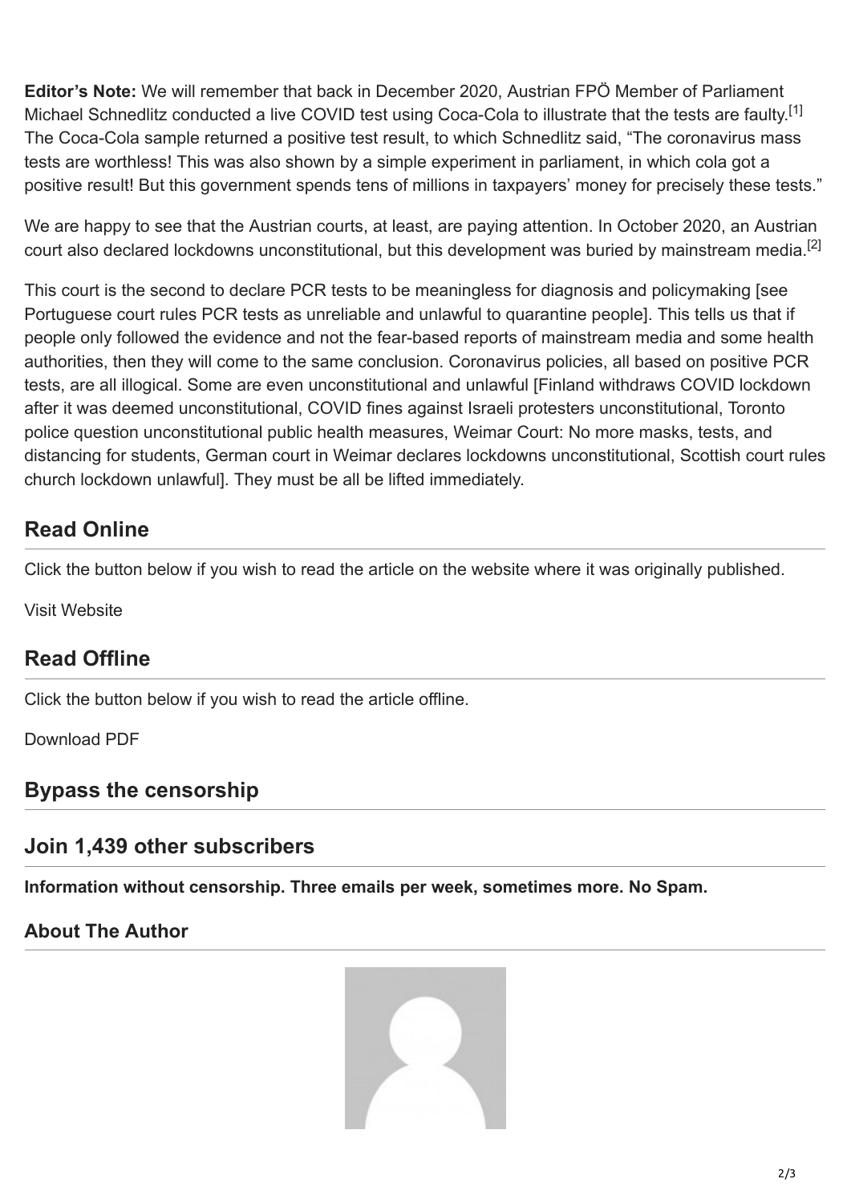**Editor's Note:** We will remember that back in December 2020, Austrian FPÖ Member of Parliament Michael Schnedlitz conducted a live COVID test using Coca-Cola to illustrate that the tests are faulty.[1] The Coca-Cola sample returned a positive test result, to which Schnedlitz said, "The coronavirus mass tests are worthless! This was also shown by a simple experiment in parliament, in which cola got a positive result! But this government spends tens of millions in taxpayers' money for precisely these tests."

We are happy to see that the Austrian courts, at least, are paying attention. In October 2020, an Austrian court also declared lockdowns unconstitutional, but this development was buried by mainstream media.[2]

This court is the second to declare PCR tests to be meaningless for diagnosis and policymaking [see Portuguese court rules PCR tests as unreliable and unlawful to quarantine people]. This tells us that if people only followed the evidence and not the fear-based reports of mainstream media and some health authorities, then they will come to the same conclusion. Coronavirus policies, all based on positive PCR tests, are all illogical. Some are even unconstitutional and unlawful [Finland withdraws COVID lockdown after it was deemed unconstitutional, COVID fines against Israeli protesters unconstitutional, Toronto police question unconstitutional public health measures, Weimar Court: No more masks, tests, and distancing for students, German court in Weimar declares lockdowns unconstitutional, Scottish court rules church lockdown unlawful]. They must be all be lifted immediately.

## Read Online

Click the button below if you wish to read the article on the website where it was originally published.

Visit Website

## Read Offline

Click the button below if you wish to read the article offline.

Download PDF

## Bypass the censorship

## Join 1,439 other subscribers

**Information without censorship. Three emails per week, sometimes more. No Spam.**

### About The Author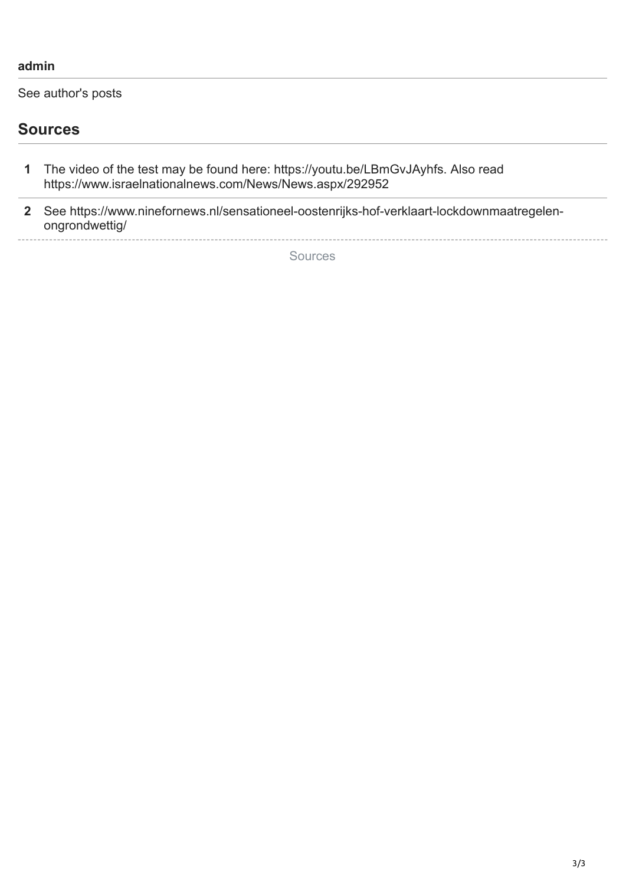**admin**

See author's posts

## Sources

1. The video of the test may be found here: https://youtu.be/LBmGvJAyhfs. Also read https://www.israelnationalnews.com/News/News.aspx/292952
2. See https://www.ninefornews.nl/sensationeel-oostenrijks-hof-verklaart-lockdownmaatregelen-ongrondwettig/

Sources